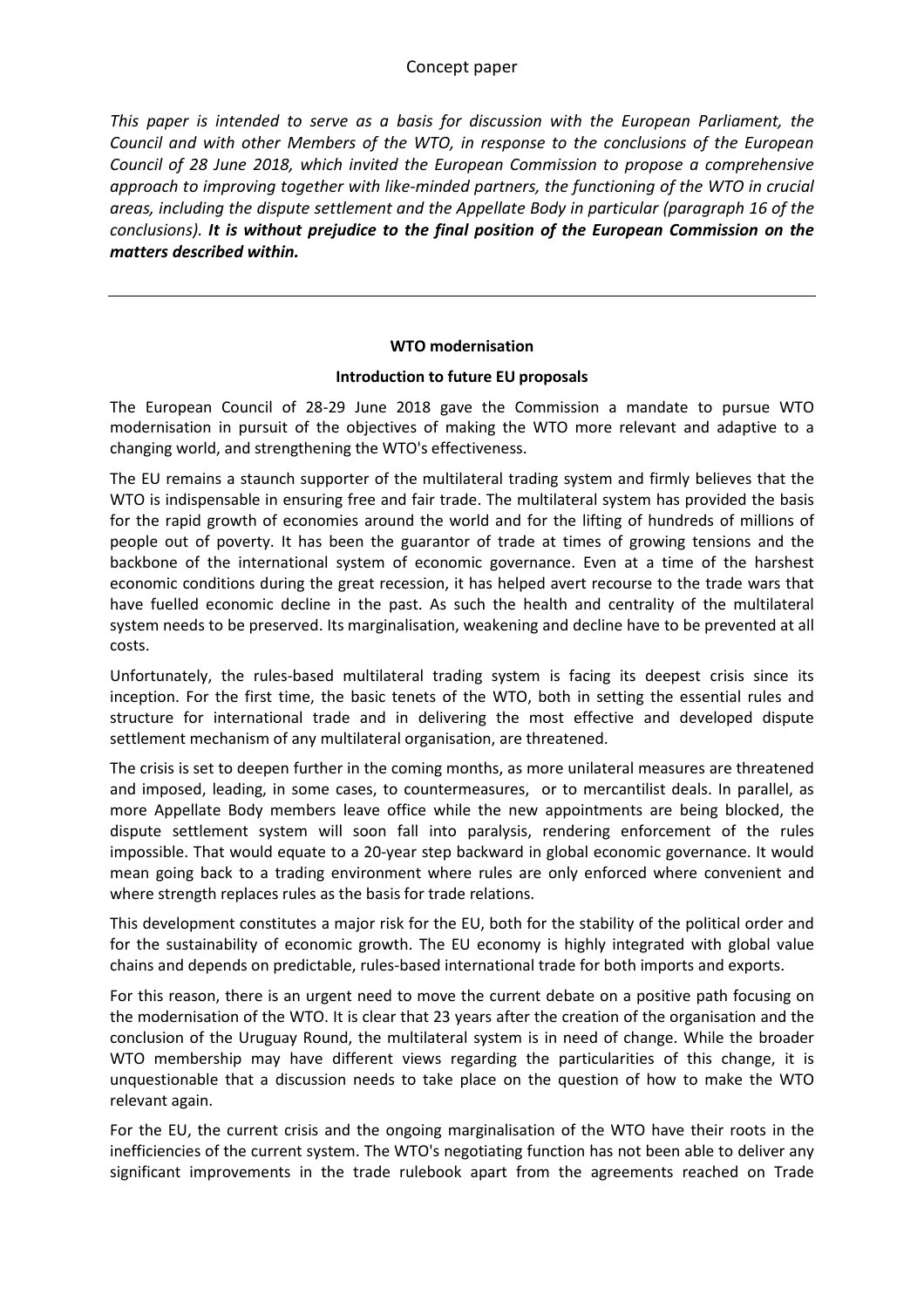Concept paper

*This paper is intended to serve as a basis for discussion with the European Parliament, the Council and with other Members of the WTO, in response to the conclusions of the European Council of 28 June 2018, which invited the European Commission to propose a comprehensive approach to improving together with like-minded partners, the functioning of the WTO in crucial areas, including the dispute settlement and the Appellate Body in particular (paragraph 16 of the conclusions).* ***It is without prejudice to the final position of the European Commission on the matters described within.***

---

**WTO modernisation**

**Introduction to future EU proposals**

The European Council of 28-29 June 2018 gave the Commission a mandate to pursue WTO modernisation in pursuit of the objectives of making the WTO more relevant and adaptive to a changing world, and strengthening the WTO's effectiveness.

The EU remains a staunch supporter of the multilateral trading system and firmly believes that the WTO is indispensable in ensuring free and fair trade. The multilateral system has provided the basis for the rapid growth of economies around the world and for the lifting of hundreds of millions of people out of poverty. It has been the guarantor of trade at times of growing tensions and the backbone of the international system of economic governance. Even at a time of the harshest economic conditions during the great recession, it has helped avert recourse to the trade wars that have fuelled economic decline in the past. As such the health and centrality of the multilateral system needs to be preserved. Its marginalisation, weakening and decline have to be prevented at all costs.

Unfortunately, the rules-based multilateral trading system is facing its deepest crisis since its inception. For the first time, the basic tenets of the WTO, both in setting the essential rules and structure for international trade and in delivering the most effective and developed dispute settlement mechanism of any multilateral organisation, are threatened.

The crisis is set to deepen further in the coming months, as more unilateral measures are threatened and imposed, leading, in some cases, to countermeasures, or to mercantilist deals. In parallel, as more Appellate Body members leave office while the new appointments are being blocked, the dispute settlement system will soon fall into paralysis, rendering enforcement of the rules impossible. That would equate to a 20-year step backward in global economic governance. It would mean going back to a trading environment where rules are only enforced where convenient and where strength replaces rules as the basis for trade relations.

This development constitutes a major risk for the EU, both for the stability of the political order and for the sustainability of economic growth. The EU economy is highly integrated with global value chains and depends on predictable, rules-based international trade for both imports and exports.

For this reason, there is an urgent need to move the current debate on a positive path focusing on the modernisation of the WTO. It is clear that 23 years after the creation of the organisation and the conclusion of the Uruguay Round, the multilateral system is in need of change. While the broader WTO membership may have different views regarding the particularities of this change, it is unquestionable that a discussion needs to take place on the question of how to make the WTO relevant again.

For the EU, the current crisis and the ongoing marginalisation of the WTO have their roots in the inefficiencies of the current system. The WTO's negotiating function has not been able to deliver any significant improvements in the trade rulebook apart from the agreements reached on Trade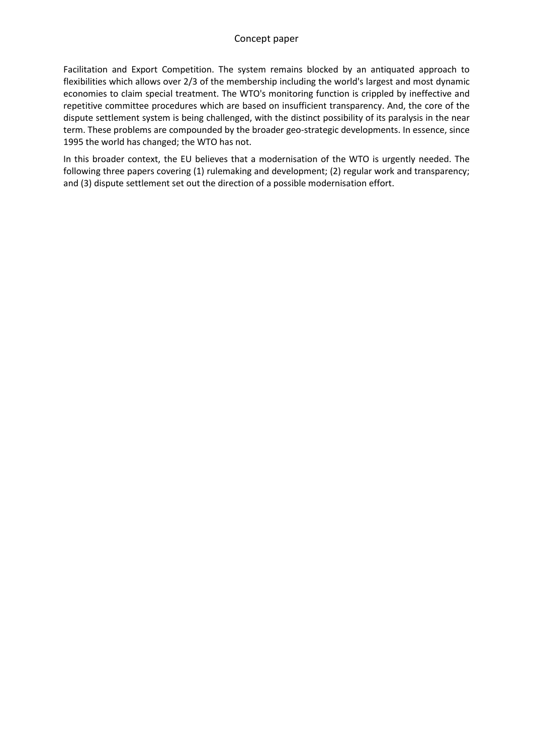Facilitation and Export Competition. The system remains blocked by an antiquated approach to flexibilities which allows over 2/3 of the membership including the world's largest and most dynamic economies to claim special treatment. The WTO's monitoring function is crippled by ineffective and repetitive committee procedures which are based on insufficient transparency. And, the core of the dispute settlement system is being challenged, with the distinct possibility of its paralysis in the near term. These problems are compounded by the broader geo-strategic developments. In essence, since 1995 the world has changed; the WTO has not.

In this broader context, the EU believes that a modernisation of the WTO is urgently needed. The following three papers covering (1) rulemaking and development; (2) regular work and transparency; and (3) dispute settlement set out the direction of a possible modernisation effort.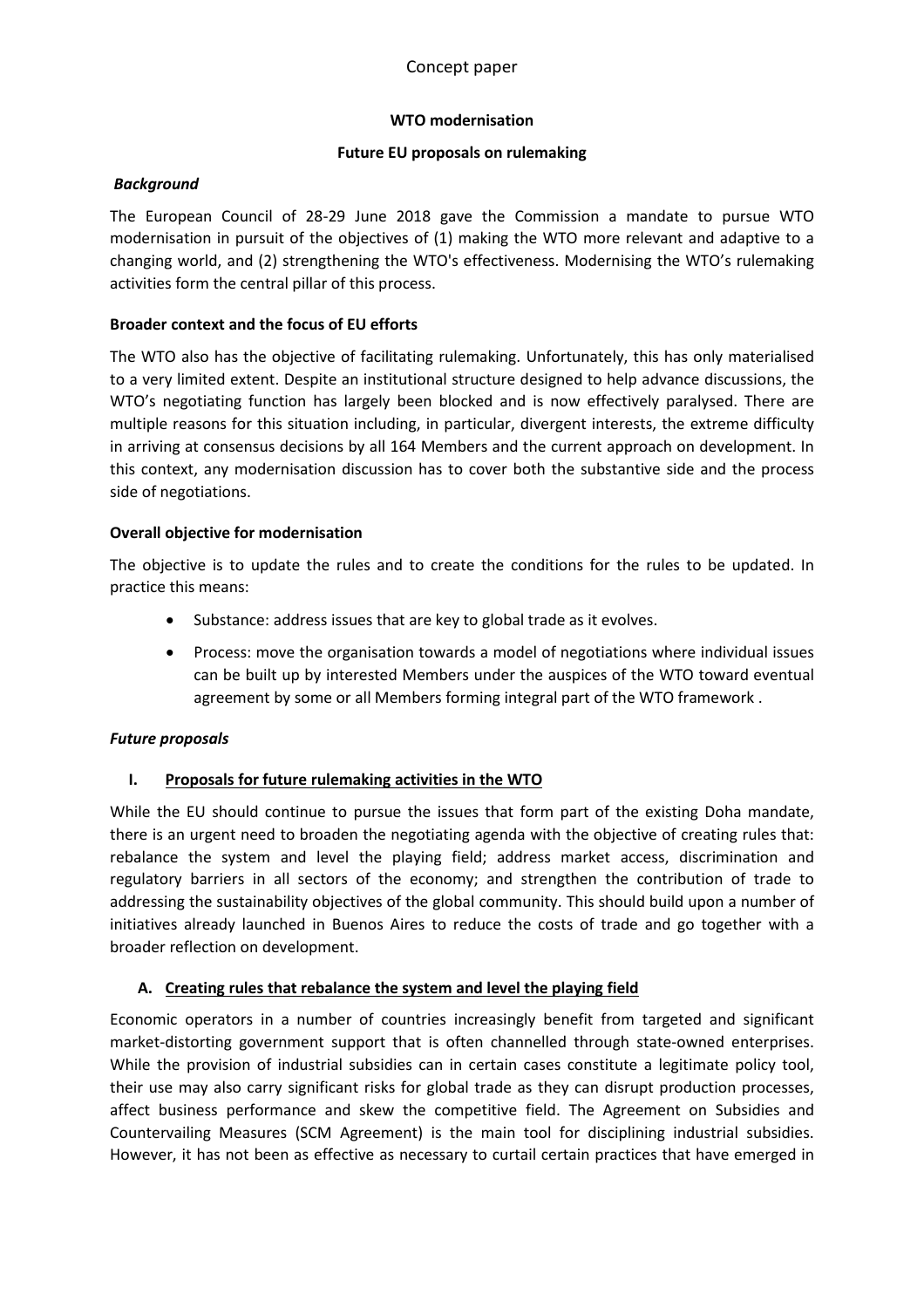Concept paper

**WTO modernisation**

**Future EU proposals on rulemaking**

***Background***

The European Council of 28-29 June 2018 gave the Commission a mandate to pursue WTO modernisation in pursuit of the objectives of (1) making the WTO more relevant and adaptive to a changing world, and (2) strengthening the WTO's effectiveness. Modernising the WTO's rulemaking activities form the central pillar of this process.

**Broader context and the focus of EU efforts**

The WTO also has the objective of facilitating rulemaking. Unfortunately, this has only materialised to a very limited extent. Despite an institutional structure designed to help advance discussions, the WTO's negotiating function has largely been blocked and is now effectively paralysed. There are multiple reasons for this situation including, in particular, divergent interests, the extreme difficulty in arriving at consensus decisions by all 164 Members and the current approach on development. In this context, any modernisation discussion has to cover both the substantive side and the process side of negotiations.

**Overall objective for modernisation**

The objective is to update the rules and to create the conditions for the rules to be updated. In practice this means:

- Substance: address issues that are key to global trade as it evolves.
- Process: move the organisation towards a model of negotiations where individual issues can be built up by interested Members under the auspices of the WTO toward eventual agreement by some or all Members forming integral part of the WTO framework .

***Future proposals***

**I. <u>Proposals for future rulemaking activities in the WTO</u>**

While the EU should continue to pursue the issues that form part of the existing Doha mandate, there is an urgent need to broaden the negotiating agenda with the objective of creating rules that: rebalance the system and level the playing field; address market access, discrimination and regulatory barriers in all sectors of the economy; and strengthen the contribution of trade to addressing the sustainability objectives of the global community. This should build upon a number of initiatives already launched in Buenos Aires to reduce the costs of trade and go together with a broader reflection on development.

**A. <u>Creating rules that rebalance the system and level the playing field</u>**

Economic operators in a number of countries increasingly benefit from targeted and significant market-distorting government support that is often channelled through state-owned enterprises. While the provision of industrial subsidies can in certain cases constitute a legitimate policy tool, their use may also carry significant risks for global trade as they can disrupt production processes, affect business performance and skew the competitive field. The Agreement on Subsidies and Countervailing Measures (SCM Agreement) is the main tool for disciplining industrial subsidies. However, it has not been as effective as necessary to curtail certain practices that have emerged in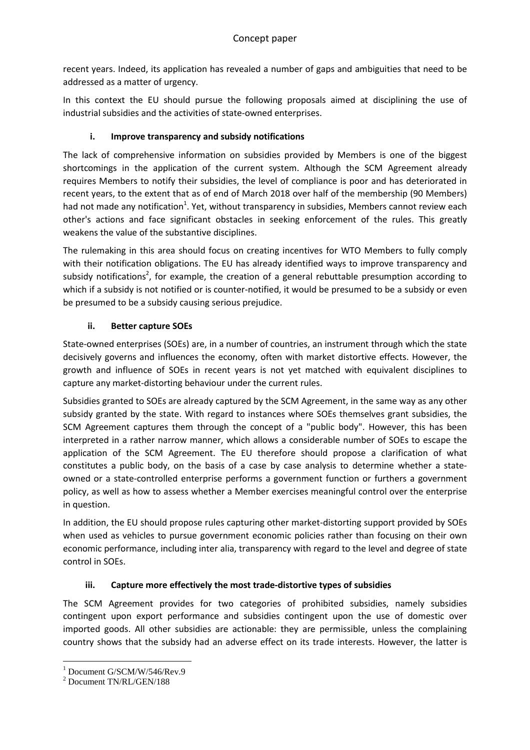recent years. Indeed, its application has revealed a number of gaps and ambiguities that need to be addressed as a matter of urgency.

In this context the EU should pursue the following proposals aimed at disciplining the use of industrial subsidies and the activities of state-owned enterprises.

### i. Improve transparency and subsidy notifications

The lack of comprehensive information on subsidies provided by Members is one of the biggest shortcomings in the application of the current system. Although the SCM Agreement already requires Members to notify their subsidies, the level of compliance is poor and has deteriorated in recent years, to the extent that as of end of March 2018 over half of the membership (90 Members) had not made any notification[1]. Yet, without transparency in subsidies, Members cannot review each other's actions and face significant obstacles in seeking enforcement of the rules. This greatly weakens the value of the substantive disciplines.

The rulemaking in this area should focus on creating incentives for WTO Members to fully comply with their notification obligations. The EU has already identified ways to improve transparency and subsidy notifications[2], for example, the creation of a general rebuttable presumption according to which if a subsidy is not notified or is counter-notified, it would be presumed to be a subsidy or even be presumed to be a subsidy causing serious prejudice.

### ii. Better capture SOEs

State-owned enterprises (SOEs) are, in a number of countries, an instrument through which the state decisively governs and influences the economy, often with market distortive effects. However, the growth and influence of SOEs in recent years is not yet matched with equivalent disciplines to capture any market-distorting behaviour under the current rules.

Subsidies granted to SOEs are already captured by the SCM Agreement, in the same way as any other subsidy granted by the state. With regard to instances where SOEs themselves grant subsidies, the SCM Agreement captures them through the concept of a "public body". However, this has been interpreted in a rather narrow manner, which allows a considerable number of SOEs to escape the application of the SCM Agreement. The EU therefore should propose a clarification of what constitutes a public body, on the basis of a case by case analysis to determine whether a state-owned or a state-controlled enterprise performs a government function or furthers a government policy, as well as how to assess whether a Member exercises meaningful control over the enterprise in question.

In addition, the EU should propose rules capturing other market-distorting support provided by SOEs when used as vehicles to pursue government economic policies rather than focusing on their own economic performance, including inter alia, transparency with regard to the level and degree of state control in SOEs.

### iii. Capture more effectively the most trade-distortive types of subsidies

The SCM Agreement provides for two categories of prohibited subsidies, namely subsidies contingent upon export performance and subsidies contingent upon the use of domestic over imported goods. All other subsidies are actionable: they are permissible, unless the complaining country shows that the subsidy had an adverse effect on its trade interests. However, the latter is

---

[1] Document G/SCM/W/546/Rev.9

[2] Document TN/RL/GEN/188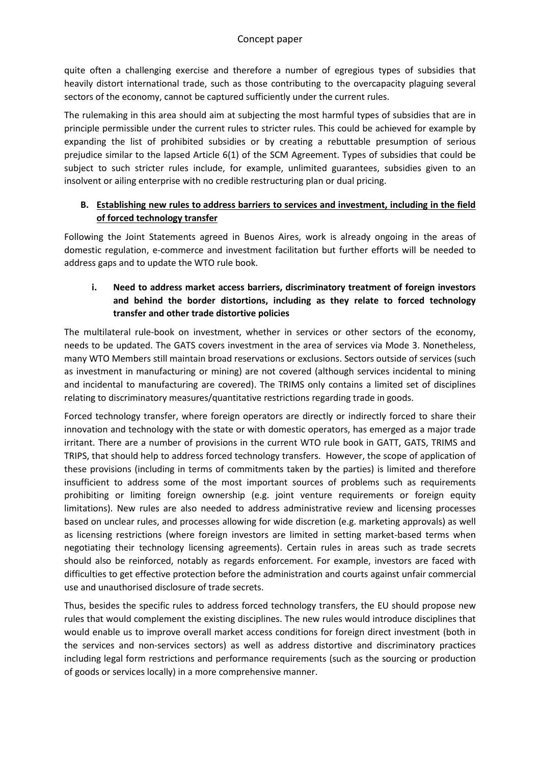quite often a challenging exercise and therefore a number of egregious types of subsidies that heavily distort international trade, such as those contributing to the overcapacity plaguing several sectors of the economy, cannot be captured sufficiently under the current rules.

The rulemaking in this area should aim at subjecting the most harmful types of subsidies that are in principle permissible under the current rules to stricter rules. This could be achieved for example by expanding the list of prohibited subsidies or by creating a rebuttable presumption of serious prejudice similar to the lapsed Article 6(1) of the SCM Agreement. Types of subsidies that could be subject to such stricter rules include, for example, unlimited guarantees, subsidies given to an insolvent or ailing enterprise with no credible restructuring plan or dual pricing.

### B. Establishing new rules to address barriers to services and investment, including in the field of forced technology transfer

Following the Joint Statements agreed in Buenos Aires, work is already ongoing in the areas of domestic regulation, e-commerce and investment facilitation but further efforts will be needed to address gaps and to update the WTO rule book.

#### i. Need to address market access barriers, discriminatory treatment of foreign investors and behind the border distortions, including as they relate to forced technology transfer and other trade distortive policies

The multilateral rule-book on investment, whether in services or other sectors of the economy, needs to be updated. The GATS covers investment in the area of services via Mode 3. Nonetheless, many WTO Members still maintain broad reservations or exclusions. Sectors outside of services (such as investment in manufacturing or mining) are not covered (although services incidental to mining and incidental to manufacturing are covered). The TRIMS only contains a limited set of disciplines relating to discriminatory measures/quantitative restrictions regarding trade in goods.

Forced technology transfer, where foreign operators are directly or indirectly forced to share their innovation and technology with the state or with domestic operators, has emerged as a major trade irritant. There are a number of provisions in the current WTO rule book in GATT, GATS, TRIMS and TRIPS, that should help to address forced technology transfers. However, the scope of application of these provisions (including in terms of commitments taken by the parties) is limited and therefore insufficient to address some of the most important sources of problems such as requirements prohibiting or limiting foreign ownership (e.g. joint venture requirements or foreign equity limitations). New rules are also needed to address administrative review and licensing processes based on unclear rules, and processes allowing for wide discretion (e.g. marketing approvals) as well as licensing restrictions (where foreign investors are limited in setting market-based terms when negotiating their technology licensing agreements). Certain rules in areas such as trade secrets should also be reinforced, notably as regards enforcement. For example, investors are faced with difficulties to get effective protection before the administration and courts against unfair commercial use and unauthorised disclosure of trade secrets.

Thus, besides the specific rules to address forced technology transfers, the EU should propose new rules that would complement the existing disciplines. The new rules would introduce disciplines that would enable us to improve overall market access conditions for foreign direct investment (both in the services and non-services sectors) as well as address distortive and discriminatory practices including legal form restrictions and performance requirements (such as the sourcing or production of goods or services locally) in a more comprehensive manner.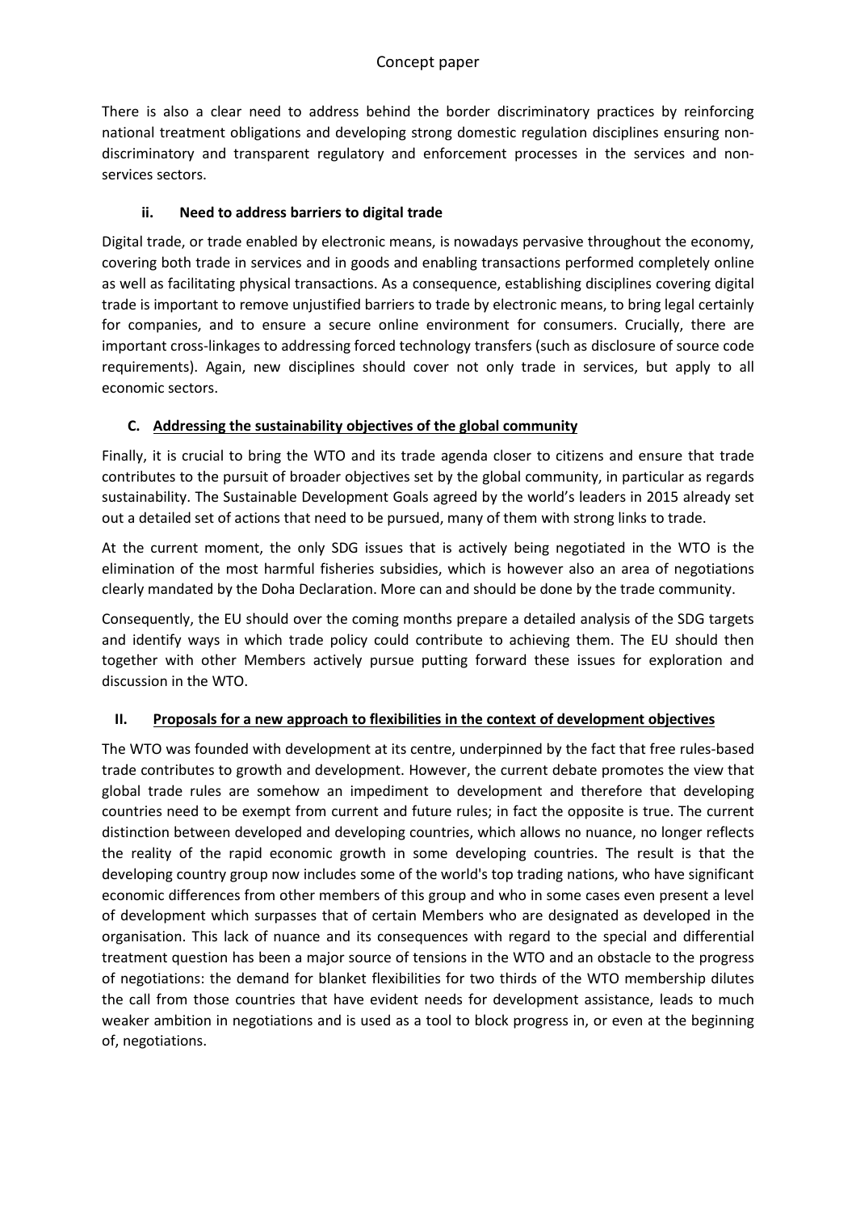There is also a clear need to address behind the border discriminatory practices by reinforcing national treatment obligations and developing strong domestic regulation disciplines ensuring non-discriminatory and transparent regulatory and enforcement processes in the services and non-services sectors.

#### ii. Need to address barriers to digital trade

Digital trade, or trade enabled by electronic means, is nowadays pervasive throughout the economy, covering both trade in services and in goods and enabling transactions performed completely online as well as facilitating physical transactions. As a consequence, establishing disciplines covering digital trade is important to remove unjustified barriers to trade by electronic means, to bring legal certainly for companies, and to ensure a secure online environment for consumers. Crucially, there are important cross-linkages to addressing forced technology transfers (such as disclosure of source code requirements). Again, new disciplines should cover not only trade in services, but apply to all economic sectors.

### C. Addressing the sustainability objectives of the global community

Finally, it is crucial to bring the WTO and its trade agenda closer to citizens and ensure that trade contributes to the pursuit of broader objectives set by the global community, in particular as regards sustainability. The Sustainable Development Goals agreed by the world's leaders in 2015 already set out a detailed set of actions that need to be pursued, many of them with strong links to trade.

At the current moment, the only SDG issues that is actively being negotiated in the WTO is the elimination of the most harmful fisheries subsidies, which is however also an area of negotiations clearly mandated by the Doha Declaration. More can and should be done by the trade community.

Consequently, the EU should over the coming months prepare a detailed analysis of the SDG targets and identify ways in which trade policy could contribute to achieving them. The EU should then together with other Members actively pursue putting forward these issues for exploration and discussion in the WTO.

## II. Proposals for a new approach to flexibilities in the context of development objectives

The WTO was founded with development at its centre, underpinned by the fact that free rules-based trade contributes to growth and development. However, the current debate promotes the view that global trade rules are somehow an impediment to development and therefore that developing countries need to be exempt from current and future rules; in fact the opposite is true. The current distinction between developed and developing countries, which allows no nuance, no longer reflects the reality of the rapid economic growth in some developing countries. The result is that the developing country group now includes some of the world's top trading nations, who have significant economic differences from other members of this group and who in some cases even present a level of development which surpasses that of certain Members who are designated as developed in the organisation. This lack of nuance and its consequences with regard to the special and differential treatment question has been a major source of tensions in the WTO and an obstacle to the progress of negotiations: the demand for blanket flexibilities for two thirds of the WTO membership dilutes the call from those countries that have evident needs for development assistance, leads to much weaker ambition in negotiations and is used as a tool to block progress in, or even at the beginning of, negotiations.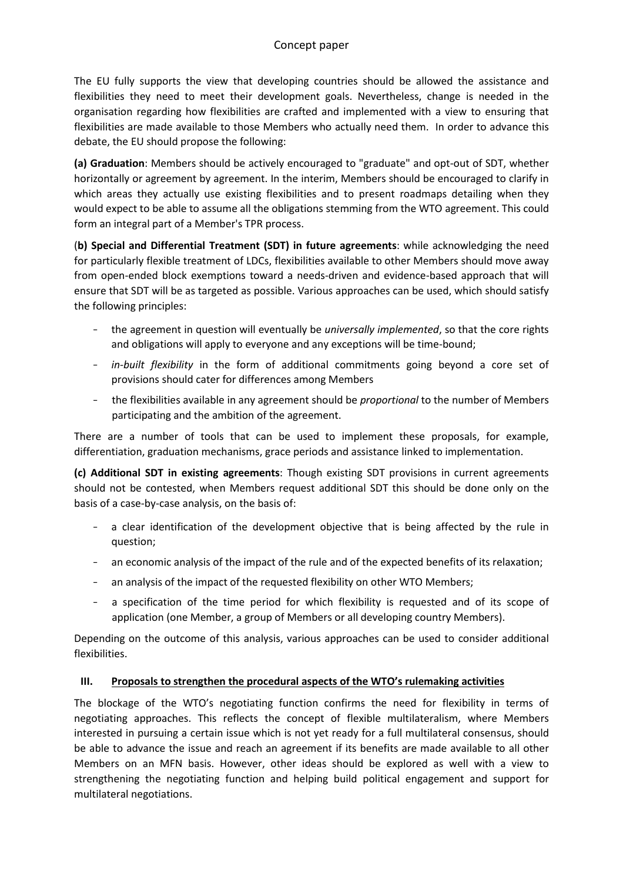The EU fully supports the view that developing countries should be allowed the assistance and flexibilities they need to meet their development goals. Nevertheless, change is needed in the organisation regarding how flexibilities are crafted and implemented with a view to ensuring that flexibilities are made available to those Members who actually need them. In order to advance this debate, the EU should propose the following:

**(a) Graduation**: Members should be actively encouraged to "graduate" and opt-out of SDT, whether horizontally or agreement by agreement. In the interim, Members should be encouraged to clarify in which areas they actually use existing flexibilities and to present roadmaps detailing when they would expect to be able to assume all the obligations stemming from the WTO agreement. This could form an integral part of a Member's TPR process.

(**b) Special and Differential Treatment (SDT) in future agreements**: while acknowledging the need for particularly flexible treatment of LDCs, flexibilities available to other Members should move away from open-ended block exemptions toward a needs-driven and evidence-based approach that will ensure that SDT will be as targeted as possible. Various approaches can be used, which should satisfy the following principles:

- the agreement in question will eventually be *universally implemented*, so that the core rights and obligations will apply to everyone and any exceptions will be time-bound;
- *in-built flexibility* in the form of additional commitments going beyond a core set of provisions should cater for differences among Members
- the flexibilities available in any agreement should be *proportional* to the number of Members participating and the ambition of the agreement.

There are a number of tools that can be used to implement these proposals, for example, differentiation, graduation mechanisms, grace periods and assistance linked to implementation.

**(c) Additional SDT in existing agreements**: Though existing SDT provisions in current agreements should not be contested, when Members request additional SDT this should be done only on the basis of a case-by-case analysis, on the basis of:

- a clear identification of the development objective that is being affected by the rule in question;
- an economic analysis of the impact of the rule and of the expected benefits of its relaxation;
- an analysis of the impact of the requested flexibility on other WTO Members;
- a specification of the time period for which flexibility is requested and of its scope of application (one Member, a group of Members or all developing country Members).

Depending on the outcome of this analysis, various approaches can be used to consider additional flexibilities.

## III. Proposals to strengthen the procedural aspects of the WTO's rulemaking activities

The blockage of the WTO's negotiating function confirms the need for flexibility in terms of negotiating approaches. This reflects the concept of flexible multilateralism, where Members interested in pursuing a certain issue which is not yet ready for a full multilateral consensus, should be able to advance the issue and reach an agreement if its benefits are made available to all other Members on an MFN basis. However, other ideas should be explored as well with a view to strengthening the negotiating function and helping build political engagement and support for multilateral negotiations.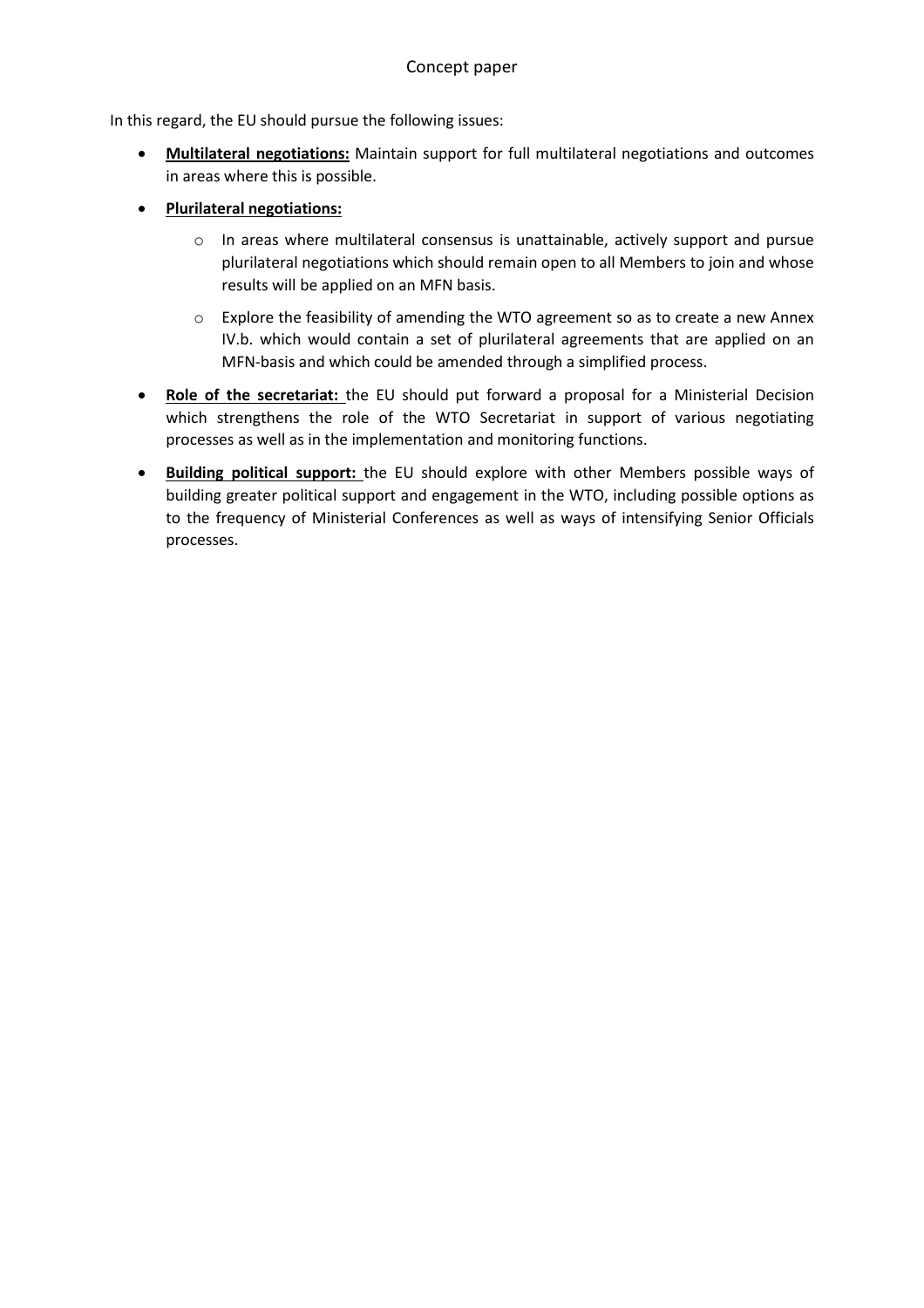In this regard, the EU should pursue the following issues:

- **Multilateral negotiations:** Maintain support for full multilateral negotiations and outcomes in areas where this is possible.
- **Plurilateral negotiations:**
  - In areas where multilateral consensus is unattainable, actively support and pursue plurilateral negotiations which should remain open to all Members to join and whose results will be applied on an MFN basis.
  - Explore the feasibility of amending the WTO agreement so as to create a new Annex IV.b. which would contain a set of plurilateral agreements that are applied on an MFN-basis and which could be amended through a simplified process.
- **Role of the secretariat:** the EU should put forward a proposal for a Ministerial Decision which strengthens the role of the WTO Secretariat in support of various negotiating processes as well as in the implementation and monitoring functions.
- **Building political support:** the EU should explore with other Members possible ways of building greater political support and engagement in the WTO, including possible options as to the frequency of Ministerial Conferences as well as ways of intensifying Senior Officials processes.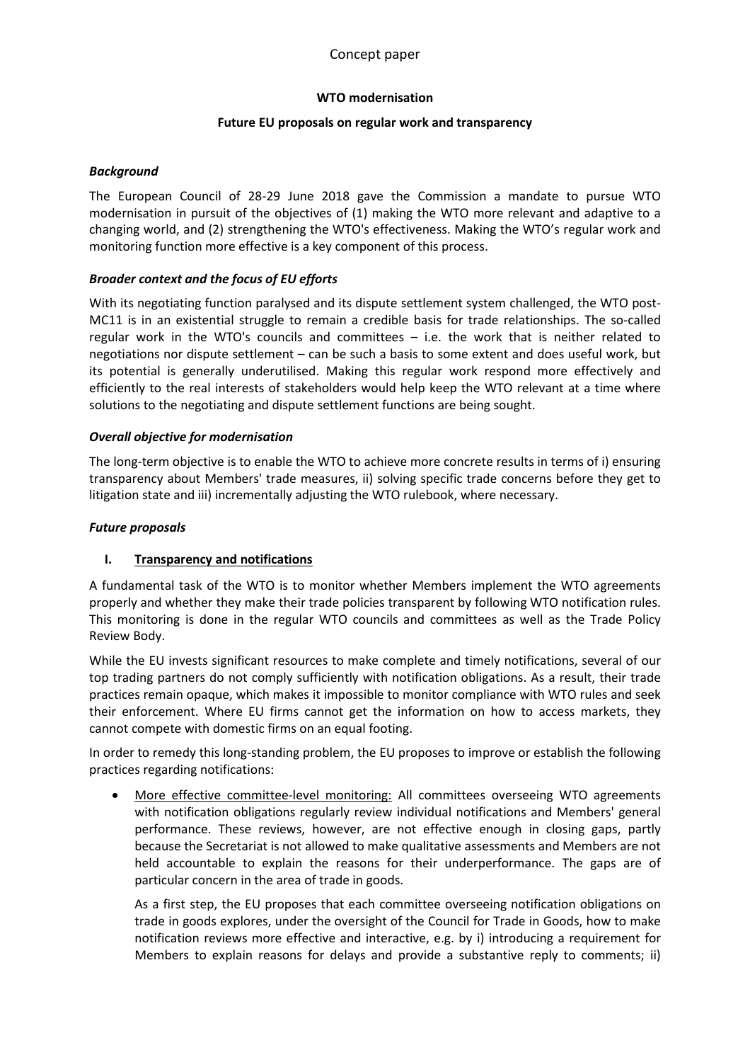Concept paper

**WTO modernisation**

**Future EU proposals on regular work and transparency**

***Background***

The European Council of 28-29 June 2018 gave the Commission a mandate to pursue WTO modernisation in pursuit of the objectives of (1) making the WTO more relevant and adaptive to a changing world, and (2) strengthening the WTO's effectiveness. Making the WTO's regular work and monitoring function more effective is a key component of this process.

***Broader context and the focus of EU efforts***

With its negotiating function paralysed and its dispute settlement system challenged, the WTO post-MC11 is in an existential struggle to remain a credible basis for trade relationships. The so-called regular work in the WTO's councils and committees – i.e. the work that is neither related to negotiations nor dispute settlement – can be such a basis to some extent and does useful work, but its potential is generally underutilised. Making this regular work respond more effectively and efficiently to the real interests of stakeholders would help keep the WTO relevant at a time where solutions to the negotiating and dispute settlement functions are being sought.

***Overall objective for modernisation***

The long-term objective is to enable the WTO to achieve more concrete results in terms of i) ensuring transparency about Members' trade measures, ii) solving specific trade concerns before they get to litigation state and iii) incrementally adjusting the WTO rulebook, where necessary.

***Future proposals***

**I. <u>Transparency and notifications</u>**

A fundamental task of the WTO is to monitor whether Members implement the WTO agreements properly and whether they make their trade policies transparent by following WTO notification rules. This monitoring is done in the regular WTO councils and committees as well as the Trade Policy Review Body.

While the EU invests significant resources to make complete and timely notifications, several of our top trading partners do not comply sufficiently with notification obligations. As a result, their trade practices remain opaque, which makes it impossible to monitor compliance with WTO rules and seek their enforcement. Where EU firms cannot get the information on how to access markets, they cannot compete with domestic firms on an equal footing.

In order to remedy this long-standing problem, the EU proposes to improve or establish the following practices regarding notifications:

- <u>More effective committee-level monitoring:</u> All committees overseeing WTO agreements with notification obligations regularly review individual notifications and Members' general performance. These reviews, however, are not effective enough in closing gaps, partly because the Secretariat is not allowed to make qualitative assessments and Members are not held accountable to explain the reasons for their underperformance. The gaps are of particular concern in the area of trade in goods.

  As a first step, the EU proposes that each committee overseeing notification obligations on trade in goods explores, under the oversight of the Council for Trade in Goods, how to make notification reviews more effective and interactive, e.g. by i) introducing a requirement for Members to explain reasons for delays and provide a substantive reply to comments; ii)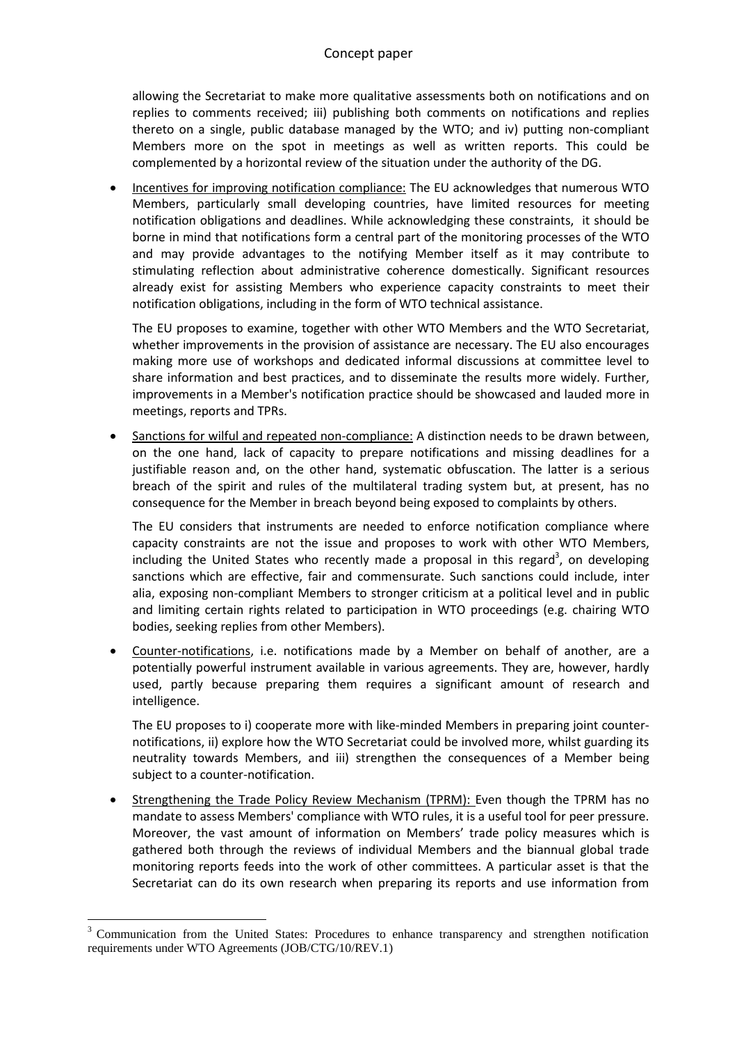allowing the Secretariat to make more qualitative assessments both on notifications and on replies to comments received; iii) publishing both comments on notifications and replies thereto on a single, public database managed by the WTO; and iv) putting non-compliant Members more on the spot in meetings as well as written reports. This could be complemented by a horizontal review of the situation under the authority of the DG.

- Incentives for improving notification compliance: The EU acknowledges that numerous WTO Members, particularly small developing countries, have limited resources for meeting notification obligations and deadlines. While acknowledging these constraints, it should be borne in mind that notifications form a central part of the monitoring processes of the WTO and may provide advantages to the notifying Member itself as it may contribute to stimulating reflection about administrative coherence domestically. Significant resources already exist for assisting Members who experience capacity constraints to meet their notification obligations, including in the form of WTO technical assistance.

  The EU proposes to examine, together with other WTO Members and the WTO Secretariat, whether improvements in the provision of assistance are necessary. The EU also encourages making more use of workshops and dedicated informal discussions at committee level to share information and best practices, and to disseminate the results more widely. Further, improvements in a Member's notification practice should be showcased and lauded more in meetings, reports and TPRs.

- Sanctions for wilful and repeated non-compliance: A distinction needs to be drawn between, on the one hand, lack of capacity to prepare notifications and missing deadlines for a justifiable reason and, on the other hand, systematic obfuscation. The latter is a serious breach of the spirit and rules of the multilateral trading system but, at present, has no consequence for the Member in breach beyond being exposed to complaints by others.

  The EU considers that instruments are needed to enforce notification compliance where capacity constraints are not the issue and proposes to work with other WTO Members, including the United States who recently made a proposal in this regard[3], on developing sanctions which are effective, fair and commensurate. Such sanctions could include, inter alia, exposing non-compliant Members to stronger criticism at a political level and in public and limiting certain rights related to participation in WTO proceedings (e.g. chairing WTO bodies, seeking replies from other Members).

- Counter-notifications, i.e. notifications made by a Member on behalf of another, are a potentially powerful instrument available in various agreements. They are, however, hardly used, partly because preparing them requires a significant amount of research and intelligence.

  The EU proposes to i) cooperate more with like-minded Members in preparing joint counter-notifications, ii) explore how the WTO Secretariat could be involved more, whilst guarding its neutrality towards Members, and iii) strengthen the consequences of a Member being subject to a counter-notification.

- Strengthening the Trade Policy Review Mechanism (TPRM): Even though the TPRM has no mandate to assess Members' compliance with WTO rules, it is a useful tool for peer pressure. Moreover, the vast amount of information on Members' trade policy measures which is gathered both through the reviews of individual Members and the biannual global trade monitoring reports feeds into the work of other committees. A particular asset is that the Secretariat can do its own research when preparing its reports and use information from

---

[3] Communication from the United States: Procedures to enhance transparency and strengthen notification requirements under WTO Agreements (JOB/CTG/10/REV.1)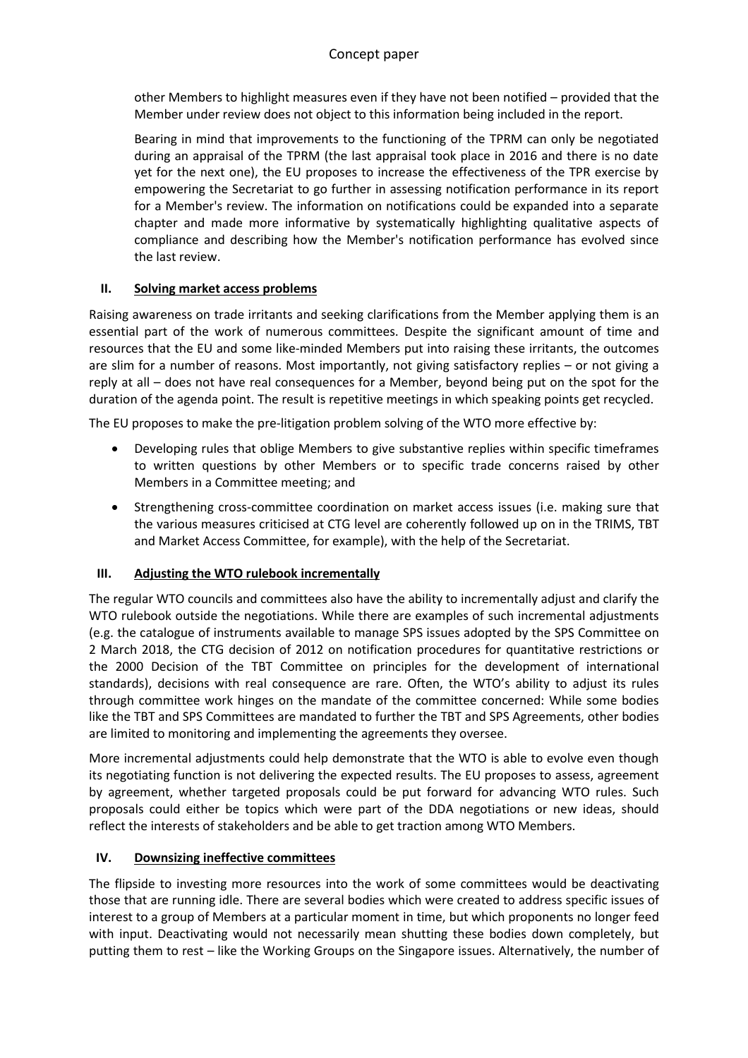other Members to highlight measures even if they have not been notified – provided that the Member under review does not object to this information being included in the report.

Bearing in mind that improvements to the functioning of the TPRM can only be negotiated during an appraisal of the TPRM (the last appraisal took place in 2016 and there is no date yet for the next one), the EU proposes to increase the effectiveness of the TPR exercise by empowering the Secretariat to go further in assessing notification performance in its report for a Member's review. The information on notifications could be expanded into a separate chapter and made more informative by systematically highlighting qualitative aspects of compliance and describing how the Member's notification performance has evolved since the last review.

## II. Solving market access problems

Raising awareness on trade irritants and seeking clarifications from the Member applying them is an essential part of the work of numerous committees. Despite the significant amount of time and resources that the EU and some like-minded Members put into raising these irritants, the outcomes are slim for a number of reasons. Most importantly, not giving satisfactory replies – or not giving a reply at all – does not have real consequences for a Member, beyond being put on the spot for the duration of the agenda point. The result is repetitive meetings in which speaking points get recycled.

The EU proposes to make the pre-litigation problem solving of the WTO more effective by:

- Developing rules that oblige Members to give substantive replies within specific timeframes to written questions by other Members or to specific trade concerns raised by other Members in a Committee meeting; and
- Strengthening cross-committee coordination on market access issues (i.e. making sure that the various measures criticised at CTG level are coherently followed up on in the TRIMS, TBT and Market Access Committee, for example), with the help of the Secretariat.

## III. Adjusting the WTO rulebook incrementally

The regular WTO councils and committees also have the ability to incrementally adjust and clarify the WTO rulebook outside the negotiations. While there are examples of such incremental adjustments (e.g. the catalogue of instruments available to manage SPS issues adopted by the SPS Committee on 2 March 2018, the CTG decision of 2012 on notification procedures for quantitative restrictions or the 2000 Decision of the TBT Committee on principles for the development of international standards), decisions with real consequence are rare. Often, the WTO's ability to adjust its rules through committee work hinges on the mandate of the committee concerned: While some bodies like the TBT and SPS Committees are mandated to further the TBT and SPS Agreements, other bodies are limited to monitoring and implementing the agreements they oversee.

More incremental adjustments could help demonstrate that the WTO is able to evolve even though its negotiating function is not delivering the expected results. The EU proposes to assess, agreement by agreement, whether targeted proposals could be put forward for advancing WTO rules. Such proposals could either be topics which were part of the DDA negotiations or new ideas, should reflect the interests of stakeholders and be able to get traction among WTO Members.

## IV. Downsizing ineffective committees

The flipside to investing more resources into the work of some committees would be deactivating those that are running idle. There are several bodies which were created to address specific issues of interest to a group of Members at a particular moment in time, but which proponents no longer feed with input. Deactivating would not necessarily mean shutting these bodies down completely, but putting them to rest – like the Working Groups on the Singapore issues. Alternatively, the number of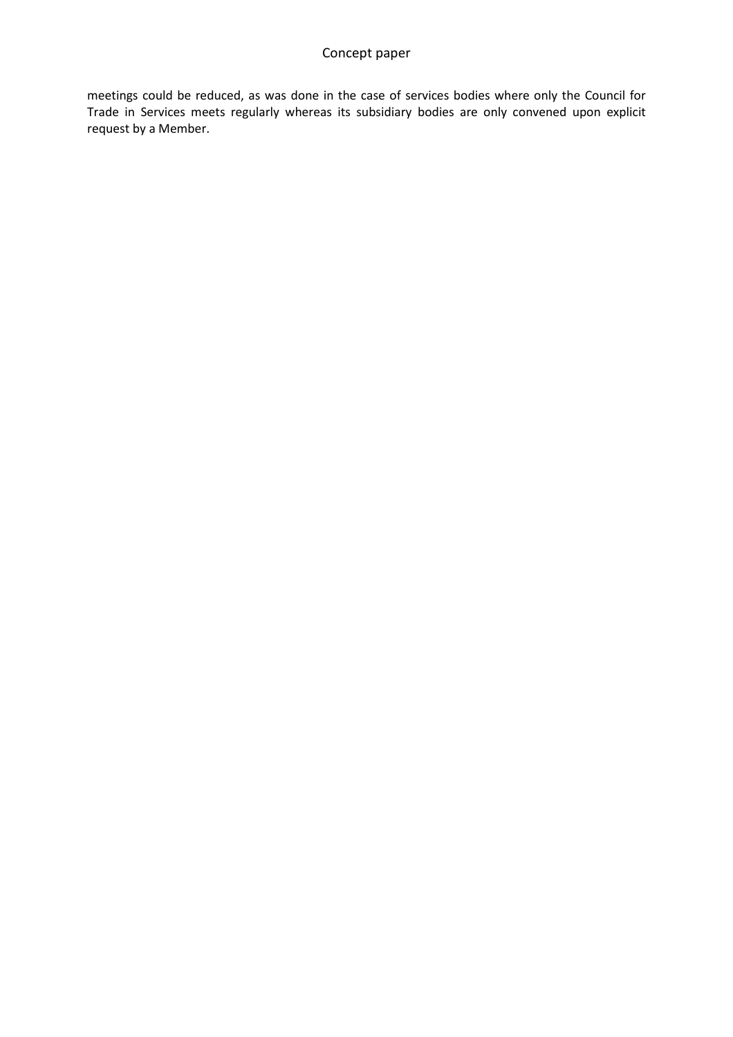meetings could be reduced, as was done in the case of services bodies where only the Council for Trade in Services meets regularly whereas its subsidiary bodies are only convened upon explicit request by a Member.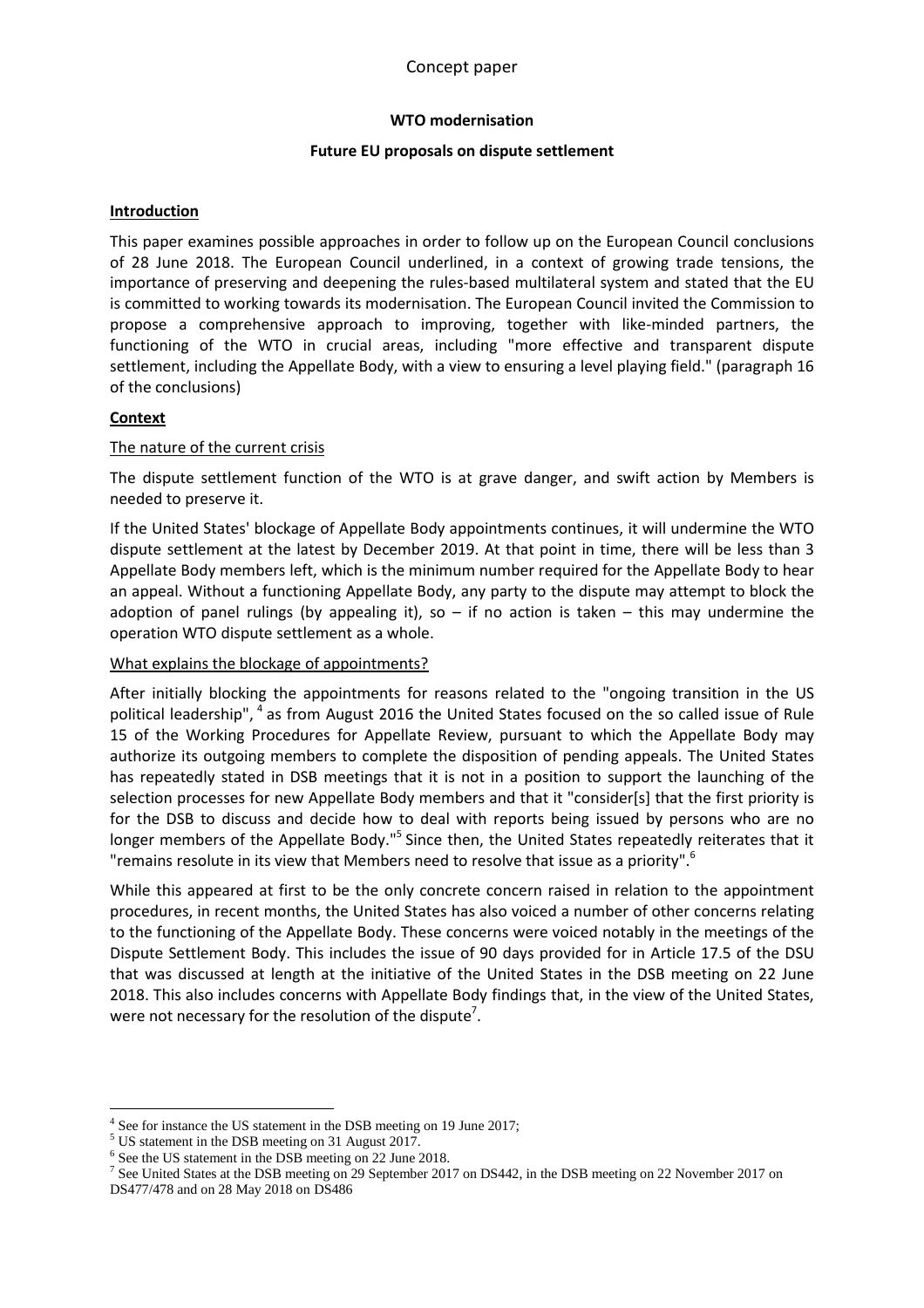Concept paper

**WTO modernisation**

**Future EU proposals on dispute settlement**

**Introduction**

This paper examines possible approaches in order to follow up on the European Council conclusions of 28 June 2018. The European Council underlined, in a context of growing trade tensions, the importance of preserving and deepening the rules-based multilateral system and stated that the EU is committed to working towards its modernisation. The European Council invited the Commission to propose a comprehensive approach to improving, together with like-minded partners, the functioning of the WTO in crucial areas, including "more effective and transparent dispute settlement, including the Appellate Body, with a view to ensuring a level playing field." (paragraph 16 of the conclusions)

**Context**

The nature of the current crisis

The dispute settlement function of the WTO is at grave danger, and swift action by Members is needed to preserve it.

If the United States' blockage of Appellate Body appointments continues, it will undermine the WTO dispute settlement at the latest by December 2019. At that point in time, there will be less than 3 Appellate Body members left, which is the minimum number required for the Appellate Body to hear an appeal. Without a functioning Appellate Body, any party to the dispute may attempt to block the adoption of panel rulings (by appealing it), so – if no action is taken – this may undermine the operation WTO dispute settlement as a whole.

What explains the blockage of appointments?

After initially blocking the appointments for reasons related to the "ongoing transition in the US political leadership",[4] as from August 2016 the United States focused on the so called issue of Rule 15 of the Working Procedures for Appellate Review, pursuant to which the Appellate Body may authorize its outgoing members to complete the disposition of pending appeals. The United States has repeatedly stated in DSB meetings that it is not in a position to support the launching of the selection processes for new Appellate Body members and that it "consider[s] that the first priority is for the DSB to discuss and decide how to deal with reports being issued by persons who are no longer members of the Appellate Body."[5] Since then, the United States repeatedly reiterates that it "remains resolute in its view that Members need to resolve that issue as a priority".[6]

While this appeared at first to be the only concrete concern raised in relation to the appointment procedures, in recent months, the United States has also voiced a number of other concerns relating to the functioning of the Appellate Body. These concerns were voiced notably in the meetings of the Dispute Settlement Body. This includes the issue of 90 days provided for in Article 17.5 of the DSU that was discussed at length at the initiative of the United States in the DSB meeting on 22 June 2018. This also includes concerns with Appellate Body findings that, in the view of the United States, were not necessary for the resolution of the dispute[7].

[4] See for instance the US statement in the DSB meeting on 19 June 2017;
[5] US statement in the DSB meeting on 31 August 2017.
[6] See the US statement in the DSB meeting on 22 June 2018.
[7] See United States at the DSB meeting on 29 September 2017 on DS442, in the DSB meeting on 22 November 2017 on DS477/478 and on 28 May 2018 on DS486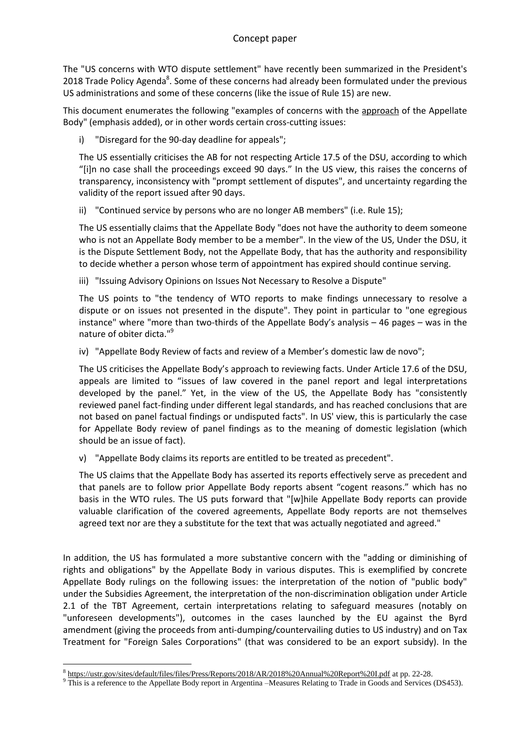The "US concerns with WTO dispute settlement" have recently been summarized in the President's 2018 Trade Policy Agenda[8]. Some of these concerns had already been formulated under the previous US administrations and some of these concerns (like the issue of Rule 15) are new.

This document enumerates the following "examples of concerns with the <u>approach</u> of the Appellate Body" (emphasis added), or in other words certain cross-cutting issues:

i) "Disregard for the 90-day deadline for appeals";

The US essentially criticises the AB for not respecting Article 17.5 of the DSU, according to which "[i]n no case shall the proceedings exceed 90 days." In the US view, this raises the concerns of transparency, inconsistency with "prompt settlement of disputes", and uncertainty regarding the validity of the report issued after 90 days.

ii) "Continued service by persons who are no longer AB members" (i.e. Rule 15);

The US essentially claims that the Appellate Body "does not have the authority to deem someone who is not an Appellate Body member to be a member". In the view of the US, Under the DSU, it is the Dispute Settlement Body, not the Appellate Body, that has the authority and responsibility to decide whether a person whose term of appointment has expired should continue serving.

iii) "Issuing Advisory Opinions on Issues Not Necessary to Resolve a Dispute"

The US points to "the tendency of WTO reports to make findings unnecessary to resolve a dispute or on issues not presented in the dispute". They point in particular to "one egregious instance" where "more than two-thirds of the Appellate Body's analysis – 46 pages – was in the nature of obiter dicta."[9]

iv) "Appellate Body Review of facts and review of a Member's domestic law de novo";

The US criticises the Appellate Body's approach to reviewing facts. Under Article 17.6 of the DSU, appeals are limited to "issues of law covered in the panel report and legal interpretations developed by the panel." Yet, in the view of the US, the Appellate Body has "consistently reviewed panel fact-finding under different legal standards, and has reached conclusions that are not based on panel factual findings or undisputed facts". In US' view, this is particularly the case for Appellate Body review of panel findings as to the meaning of domestic legislation (which should be an issue of fact).

v) "Appellate Body claims its reports are entitled to be treated as precedent".

The US claims that the Appellate Body has asserted its reports effectively serve as precedent and that panels are to follow prior Appellate Body reports absent "cogent reasons." which has no basis in the WTO rules. The US puts forward that "[w]hile Appellate Body reports can provide valuable clarification of the covered agreements, Appellate Body reports are not themselves agreed text nor are they a substitute for the text that was actually negotiated and agreed."

In addition, the US has formulated a more substantive concern with the "adding or diminishing of rights and obligations" by the Appellate Body in various disputes. This is exemplified by concrete Appellate Body rulings on the following issues: the interpretation of the notion of "public body" under the Subsidies Agreement, the interpretation of the non-discrimination obligation under Article 2.1 of the TBT Agreement, certain interpretations relating to safeguard measures (notably on "unforeseen developments"), outcomes in the cases launched by the EU against the Byrd amendment (giving the proceeds from anti-dumping/countervailing duties to US industry) and on Tax Treatment for "Foreign Sales Corporations" (that was considered to be an export subsidy). In the

---

[8] https://ustr.gov/sites/default/files/files/Press/Reports/2018/AR/2018%20Annual%20Report%20I.pdf at pp. 22-28.

[9] This is a reference to the Appellate Body report in Argentina –Measures Relating to Trade in Goods and Services (DS453).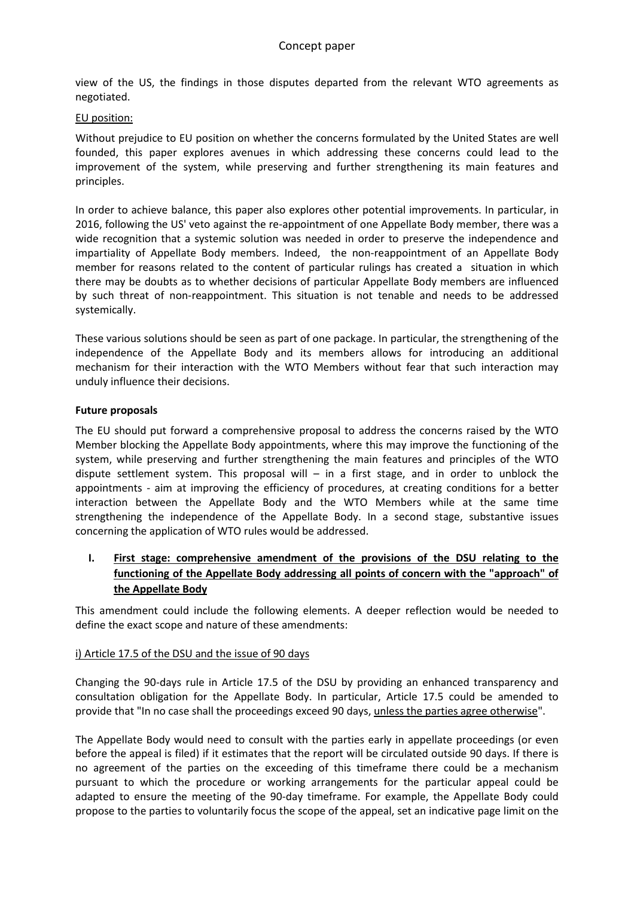view of the US, the findings in those disputes departed from the relevant WTO agreements as negotiated.

EU position:

Without prejudice to EU position on whether the concerns formulated by the United States are well founded, this paper explores avenues in which addressing these concerns could lead to the improvement of the system, while preserving and further strengthening its main features and principles.

In order to achieve balance, this paper also explores other potential improvements. In particular, in 2016, following the US' veto against the re-appointment of one Appellate Body member, there was a wide recognition that a systemic solution was needed in order to preserve the independence and impartiality of Appellate Body members. Indeed, the non-reappointment of an Appellate Body member for reasons related to the content of particular rulings has created a situation in which there may be doubts as to whether decisions of particular Appellate Body members are influenced by such threat of non-reappointment. This situation is not tenable and needs to be addressed systemically.

These various solutions should be seen as part of one package. In particular, the strengthening of the independence of the Appellate Body and its members allows for introducing an additional mechanism for their interaction with the WTO Members without fear that such interaction may unduly influence their decisions.

**Future proposals**

The EU should put forward a comprehensive proposal to address the concerns raised by the WTO Member blocking the Appellate Body appointments, where this may improve the functioning of the system, while preserving and further strengthening the main features and principles of the WTO dispute settlement system. This proposal will – in a first stage, and in order to unblock the appointments - aim at improving the efficiency of procedures, at creating conditions for a better interaction between the Appellate Body and the WTO Members while at the same time strengthening the independence of the Appellate Body. In a second stage, substantive issues concerning the application of WTO rules would be addressed.

## I. First stage: comprehensive amendment of the provisions of the DSU relating to the functioning of the Appellate Body addressing all points of concern with the "approach" of the Appellate Body

This amendment could include the following elements. A deeper reflection would be needed to define the exact scope and nature of these amendments:

i) Article 17.5 of the DSU and the issue of 90 days

Changing the 90-days rule in Article 17.5 of the DSU by providing an enhanced transparency and consultation obligation for the Appellate Body. In particular, Article 17.5 could be amended to provide that "In no case shall the proceedings exceed 90 days, unless the parties agree otherwise".

The Appellate Body would need to consult with the parties early in appellate proceedings (or even before the appeal is filed) if it estimates that the report will be circulated outside 90 days. If there is no agreement of the parties on the exceeding of this timeframe there could be a mechanism pursuant to which the procedure or working arrangements for the particular appeal could be adapted to ensure the meeting of the 90-day timeframe. For example, the Appellate Body could propose to the parties to voluntarily focus the scope of the appeal, set an indicative page limit on the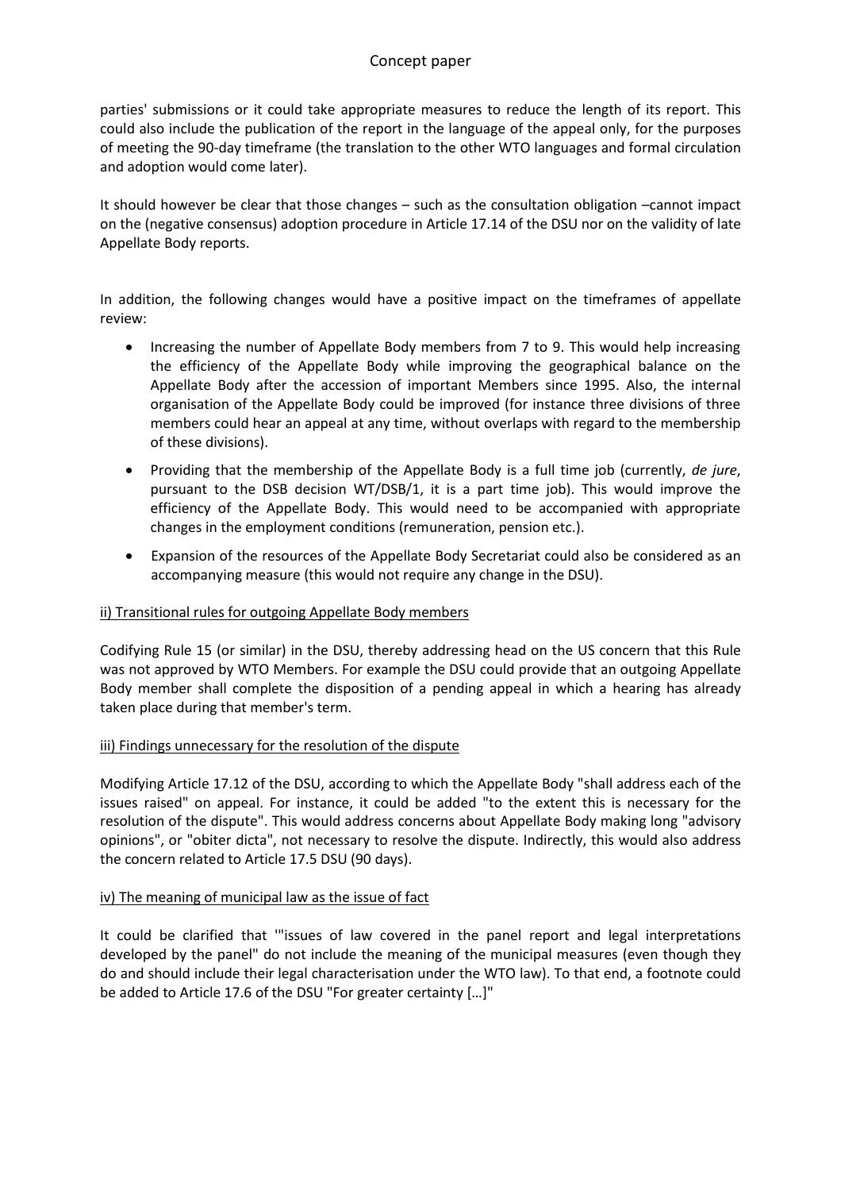parties' submissions or it could take appropriate measures to reduce the length of its report. This could also include the publication of the report in the language of the appeal only, for the purposes of meeting the 90-day timeframe (the translation to the other WTO languages and formal circulation and adoption would come later).

It should however be clear that those changes – such as the consultation obligation –cannot impact on the (negative consensus) adoption procedure in Article 17.14 of the DSU nor on the validity of late Appellate Body reports.

In addition, the following changes would have a positive impact on the timeframes of appellate review:

- Increasing the number of Appellate Body members from 7 to 9. This would help increasing the efficiency of the Appellate Body while improving the geographical balance on the Appellate Body after the accession of important Members since 1995. Also, the internal organisation of the Appellate Body could be improved (for instance three divisions of three members could hear an appeal at any time, without overlaps with regard to the membership of these divisions).
- Providing that the membership of the Appellate Body is a full time job (currently, *de jure*, pursuant to the DSB decision WT/DSB/1, it is a part time job). This would improve the efficiency of the Appellate Body. This would need to be accompanied with appropriate changes in the employment conditions (remuneration, pension etc.).
- Expansion of the resources of the Appellate Body Secretariat could also be considered as an accompanying measure (this would not require any change in the DSU).

<u>ii) Transitional rules for outgoing Appellate Body members</u>

Codifying Rule 15 (or similar) in the DSU, thereby addressing head on the US concern that this Rule was not approved by WTO Members. For example the DSU could provide that an outgoing Appellate Body member shall complete the disposition of a pending appeal in which a hearing has already taken place during that member's term.

<u>iii) Findings unnecessary for the resolution of the dispute</u>

Modifying Article 17.12 of the DSU, according to which the Appellate Body "shall address each of the issues raised" on appeal. For instance, it could be added "to the extent this is necessary for the resolution of the dispute". This would address concerns about Appellate Body making long "advisory opinions", or "obiter dicta", not necessary to resolve the dispute. Indirectly, this would also address the concern related to Article 17.5 DSU (90 days).

<u>iv) The meaning of municipal law as the issue of fact</u>

It could be clarified that '"issues of law covered in the panel report and legal interpretations developed by the panel" do not include the meaning of the municipal measures (even though they do and should include their legal characterisation under the WTO law). To that end, a footnote could be added to Article 17.6 of the DSU "For greater certainty […]"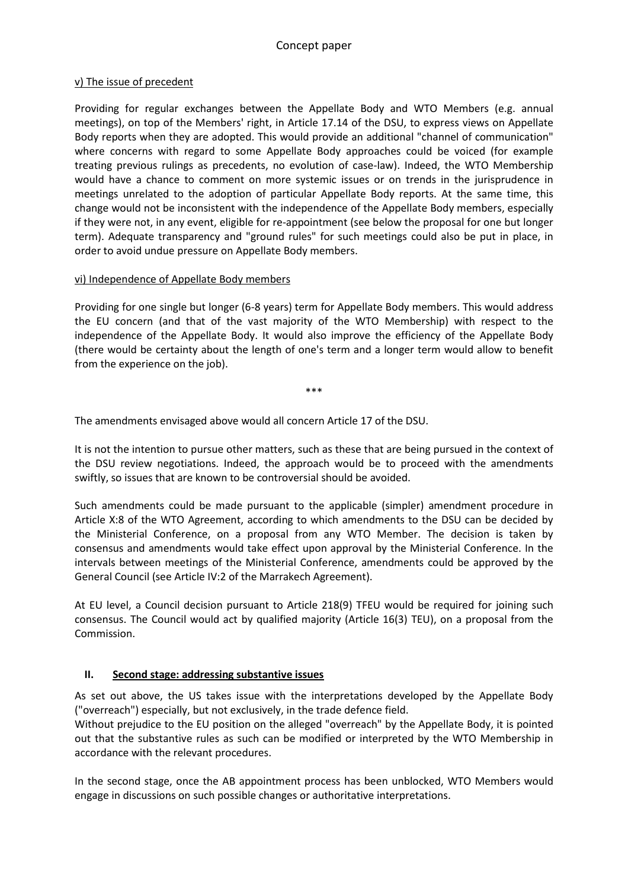v) The issue of precedent

Providing for regular exchanges between the Appellate Body and WTO Members (e.g. annual meetings), on top of the Members' right, in Article 17.14 of the DSU, to express views on Appellate Body reports when they are adopted. This would provide an additional "channel of communication" where concerns with regard to some Appellate Body approaches could be voiced (for example treating previous rulings as precedents, no evolution of case-law). Indeed, the WTO Membership would have a chance to comment on more systemic issues or on trends in the jurisprudence in meetings unrelated to the adoption of particular Appellate Body reports. At the same time, this change would not be inconsistent with the independence of the Appellate Body members, especially if they were not, in any event, eligible for re-appointment (see below the proposal for one but longer term). Adequate transparency and "ground rules" for such meetings could also be put in place, in order to avoid undue pressure on Appellate Body members.

vi) Independence of Appellate Body members

Providing for one single but longer (6-8 years) term for Appellate Body members. This would address the EU concern (and that of the vast majority of the WTO Membership) with respect to the independence of the Appellate Body. It would also improve the efficiency of the Appellate Body (there would be certainty about the length of one's term and a longer term would allow to benefit from the experience on the job).

\*\*\*

The amendments envisaged above would all concern Article 17 of the DSU.

It is not the intention to pursue other matters, such as these that are being pursued in the context of the DSU review negotiations. Indeed, the approach would be to proceed with the amendments swiftly, so issues that are known to be controversial should be avoided.

Such amendments could be made pursuant to the applicable (simpler) amendment procedure in Article X:8 of the WTO Agreement, according to which amendments to the DSU can be decided by the Ministerial Conference, on a proposal from any WTO Member. The decision is taken by consensus and amendments would take effect upon approval by the Ministerial Conference. In the intervals between meetings of the Ministerial Conference, amendments could be approved by the General Council (see Article IV:2 of the Marrakech Agreement).

At EU level, a Council decision pursuant to Article 218(9) TFEU would be required for joining such consensus. The Council would act by qualified majority (Article 16(3) TEU), on a proposal from the Commission.

## II. Second stage: addressing substantive issues

As set out above, the US takes issue with the interpretations developed by the Appellate Body ("overreach") especially, but not exclusively, in the trade defence field.
Without prejudice to the EU position on the alleged "overreach" by the Appellate Body, it is pointed out that the substantive rules as such can be modified or interpreted by the WTO Membership in accordance with the relevant procedures.

In the second stage, once the AB appointment process has been unblocked, WTO Members would engage in discussions on such possible changes or authoritative interpretations.